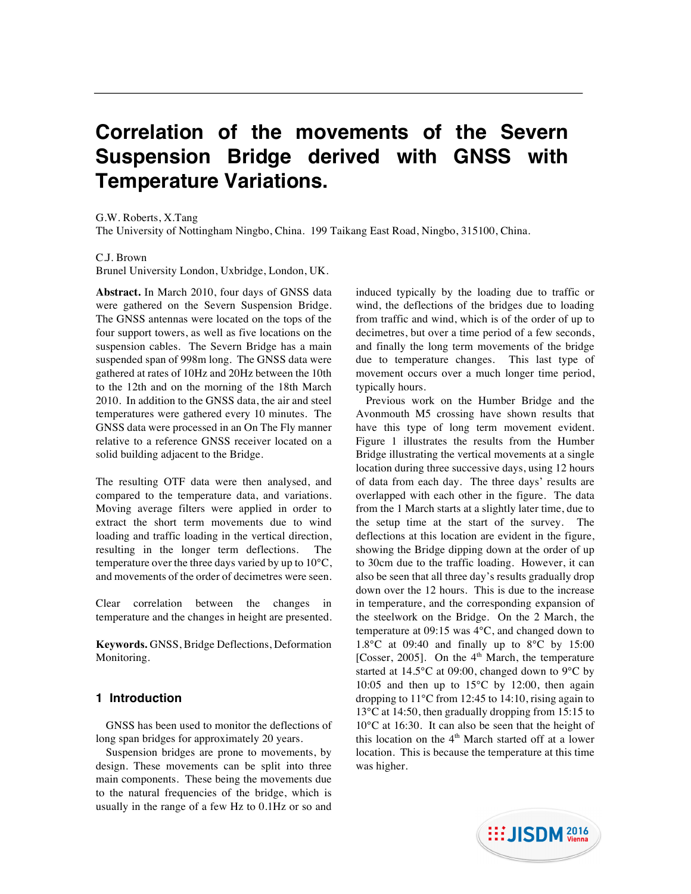# Correlation of the movements of the Severn Suspension Bridge derived with GNSS with Temperature Variations.

G.W. Roberts, X.Tang
The University of Nottingham Ningbo, China. 199 Taikang East Road, Ningbo, 315100, China.

C.J. Brown
Brunel University London, Uxbridge, London, UK.

**Abstract.** In March 2010, four days of GNSS data were gathered on the Severn Suspension Bridge. The GNSS antennas were located on the tops of the four support towers, as well as five locations on the suspension cables. The Severn Bridge has a main suspended span of 998m long. The GNSS data were gathered at rates of 10Hz and 20Hz between the 10th to the 12th and on the morning of the 18th March 2010. In addition to the GNSS data, the air and steel temperatures were gathered every 10 minutes. The GNSS data were processed in an On The Fly manner relative to a reference GNSS receiver located on a solid building adjacent to the Bridge.

The resulting OTF data were then analysed, and compared to the temperature data, and variations. Moving average filters were applied in order to extract the short term movements due to wind loading and traffic loading in the vertical direction, resulting in the longer term deflections. The temperature over the three days varied by up to 10°C, and movements of the order of decimetres were seen.

Clear correlation between the changes in temperature and the changes in height are presented.

**Keywords.** GNSS, Bridge Deflections, Deformation Monitoring.

## 1 Introduction

GNSS has been used to monitor the deflections of long span bridges for approximately 20 years.

Suspension bridges are prone to movements, by design. These movements can be split into three main components. These being the movements due to the natural frequencies of the bridge, which is usually in the range of a few Hz to 0.1Hz or so and induced typically by the loading due to traffic or wind, the deflections of the bridges due to loading from traffic and wind, which is of the order of up to decimetres, but over a time period of a few seconds, and finally the long term movements of the bridge due to temperature changes. This last type of movement occurs over a much longer time period, typically hours.

Previous work on the Humber Bridge and the Avonmouth M5 crossing have shown results that have this type of long term movement evident. Figure 1 illustrates the results from the Humber Bridge illustrating the vertical movements at a single location during three successive days, using 12 hours of data from each day. The three days' results are overlapped with each other in the figure. The data from the 1 March starts at a slightly later time, due to the setup time at the start of the survey. The deflections at this location are evident in the figure, showing the Bridge dipping down at the order of up to 30cm due to the traffic loading. However, it can also be seen that all three day's results gradually drop down over the 12 hours. This is due to the increase in temperature, and the corresponding expansion of the steelwork on the Bridge. On the 2 March, the temperature at 09:15 was 4°C, and changed down to 1.8°C at 09:40 and finally up to 8°C by 15:00 [Cosser, 2005]. On the 4th March, the temperature started at 14.5°C at 09:00, changed down to 9°C by 10:05 and then up to 15°C by 12:00, then again dropping to 11°C from 12:45 to 14:10, rising again to 13°C at 14:50, then gradually dropping from 15:15 to 10°C at 16:30. It can also be seen that the height of this location on the 4th March started off at a lower location. This is because the temperature at this time was higher.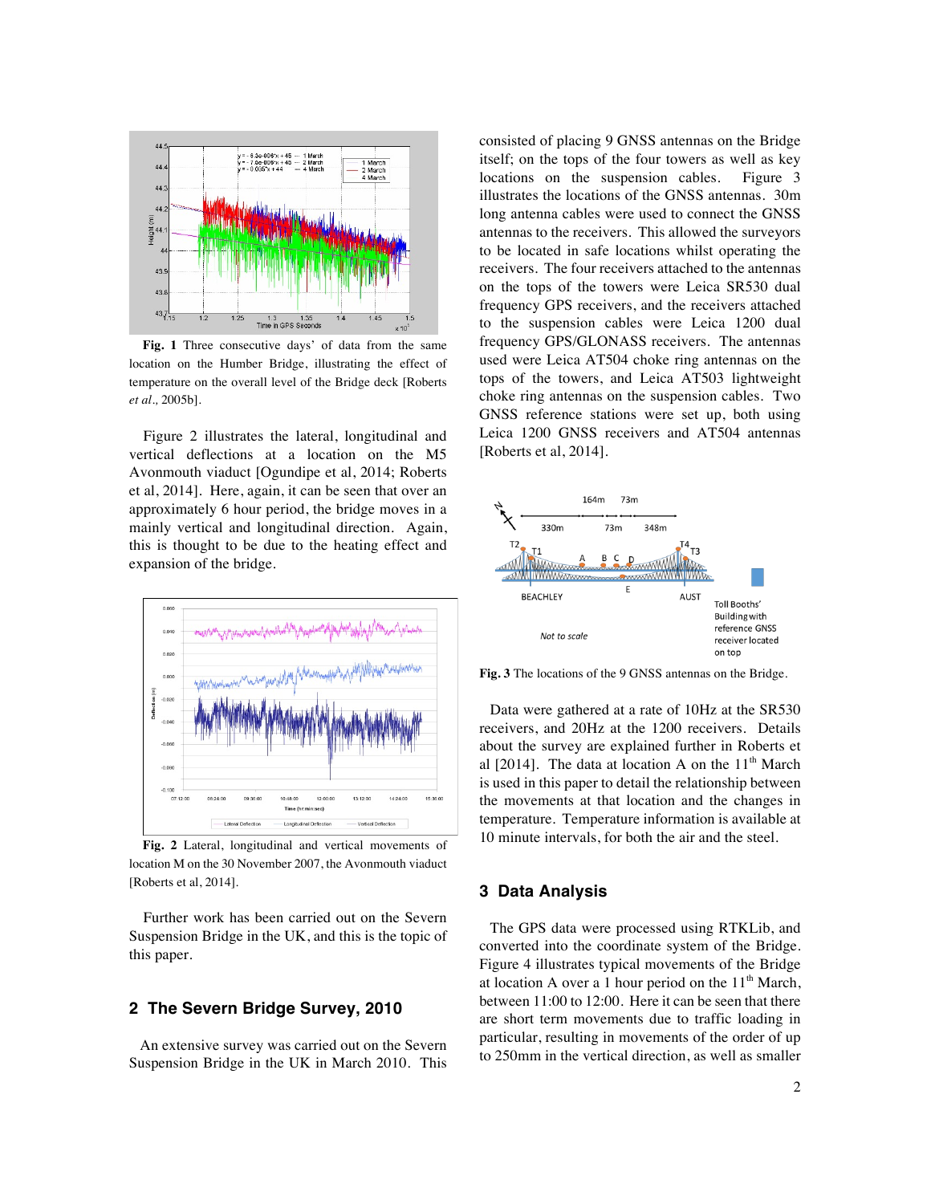**Fig. 1** Three consecutive days' of data from the same location on the Humber Bridge, illustrating the effect of temperature on the overall level of the Bridge deck [Roberts *et al*., 2005b].

Figure 2 illustrates the lateral, longitudinal and vertical deflections at a location on the M5 Avonmouth viaduct [Ogundipe et al, 2014; Roberts et al, 2014]. Here, again, it can be seen that over an approximately 6 hour period, the bridge moves in a mainly vertical and longitudinal direction. Again, this is thought to be due to the heating effect and expansion of the bridge.

**Fig. 2** Lateral, longitudinal and vertical movements of location M on the 30 November 2007, the Avonmouth viaduct [Roberts et al, 2014].

Further work has been carried out on the Severn Suspension Bridge in the UK, and this is the topic of this paper.

## 2 The Severn Bridge Survey, 2010

An extensive survey was carried out on the Severn Suspension Bridge in the UK in March 2010. This consisted of placing 9 GNSS antennas on the Bridge itself; on the tops of the four towers as well as key locations on the suspension cables. Figure 3 illustrates the locations of the GNSS antennas. 30m long antenna cables were used to connect the GNSS antennas to the receivers. This allowed the surveyors to be located in safe locations whilst operating the receivers. The four receivers attached to the antennas on the tops of the towers were Leica SR530 dual frequency GPS receivers, and the receivers attached to the suspension cables were Leica 1200 dual frequency GPS/GLONASS receivers. The antennas used were Leica AT504 choke ring antennas on the tops of the towers, and Leica AT503 lightweight choke ring antennas on the suspension cables. Two GNSS reference stations were set up, both using Leica 1200 GNSS receivers and AT504 antennas [Roberts et al, 2014].

**Fig. 3** The locations of the 9 GNSS antennas on the Bridge.

Data were gathered at a rate of 10Hz at the SR530 receivers, and 20Hz at the 1200 receivers. Details about the survey are explained further in Roberts et al [2014]. The data at location A on the 11th March is used in this paper to detail the relationship between the movements at that location and the changes in temperature. Temperature information is available at 10 minute intervals, for both the air and the steel.

## 3 Data Analysis

The GPS data were processed using RTKLib, and converted into the coordinate system of the Bridge. Figure 4 illustrates typical movements of the Bridge at location A over a 1 hour period on the 11th March, between 11:00 to 12:00. Here it can be seen that there are short term movements due to traffic loading in particular, resulting in movements of the order of up to 250mm in the vertical direction, as well as smaller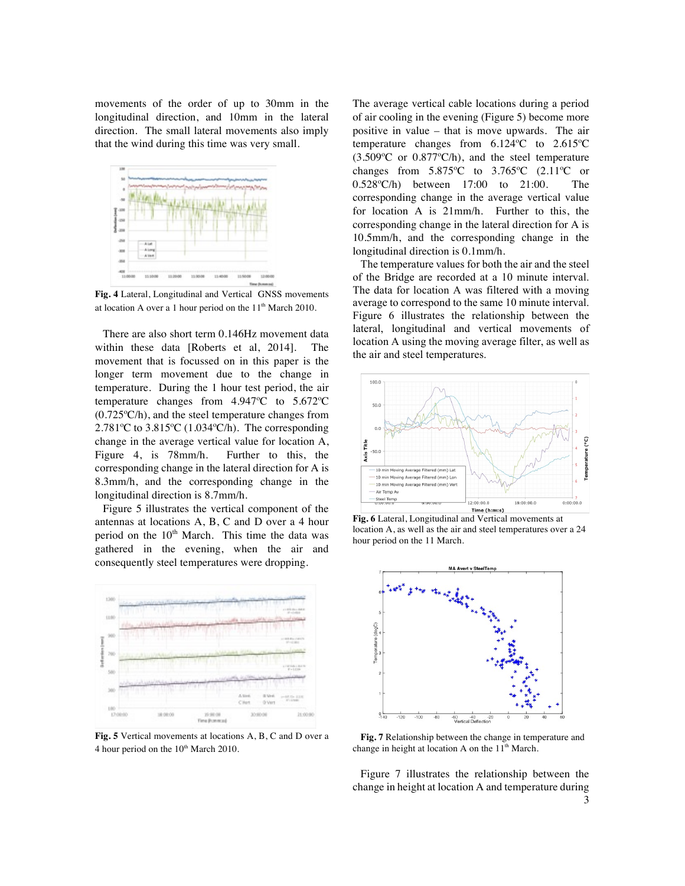movements of the order of up to 30mm in the longitudinal direction, and 10mm in the lateral direction. The small lateral movements also imply that the wind during this time was very small.

**Fig. 4** Lateral, Longitudinal and Vertical GNSS movements at location A over a 1 hour period on the 11th March 2010.

There are also short term 0.146Hz movement data within these data [Roberts et al, 2014]. The movement that is focussed on in this paper is the longer term movement due to the change in temperature. During the 1 hour test period, the air temperature changes from 4.947ºC to 5.672ºC (0.725ºC/h), and the steel temperature changes from 2.781ºC to 3.815ºC (1.034ºC/h). The corresponding change in the average vertical value for location A, Figure 4, is 78mm/h. Further to this, the corresponding change in the lateral direction for A is 8.3mm/h, and the corresponding change in the longitudinal direction is 8.7mm/h.

Figure 5 illustrates the vertical component of the antennas at locations A, B, C and D over a 4 hour period on the 10th March. This time the data was gathered in the evening, when the air and consequently steel temperatures were dropping.

**Fig. 5** Vertical movements at locations A, B, C and D over a 4 hour period on the 10th March 2010.

The average vertical cable locations during a period of air cooling in the evening (Figure 5) become more positive in value – that is move upwards. The air temperature changes from 6.124ºC to 2.615ºC (3.509ºC or 0.877ºC/h), and the steel temperature changes from 5.875ºC to 3.765ºC (2.11ºC or 0.528ºC/h) between 17:00 to 21:00. The corresponding change in the average vertical value for location A is 21mm/h. Further to this, the corresponding change in the lateral direction for A is 10.5mm/h, and the corresponding change in the longitudinal direction is 0.1mm/h.

The temperature values for both the air and the steel of the Bridge are recorded at a 10 minute interval. The data for location A was filtered with a moving average to correspond to the same 10 minute interval. Figure 6 illustrates the relationship between the lateral, longitudinal and vertical movements of location A using the moving average filter, as well as the air and steel temperatures.

**Fig. 6** Lateral, Longitudinal and Vertical movements at location A, as well as the air and steel temperatures over a 24 hour period on the 11 March.

**Fig. 7** Relationship between the change in temperature and change in height at location A on the 11th March.

Figure 7 illustrates the relationship between the change in height at location A and temperature during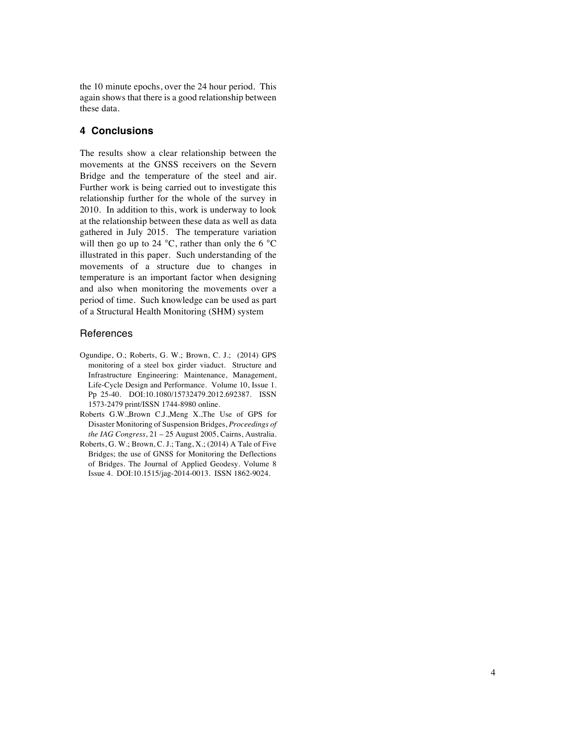the 10 minute epochs, over the 24 hour period. This again shows that there is a good relationship between these data.

## 4 Conclusions

The results show a clear relationship between the movements at the GNSS receivers on the Severn Bridge and the temperature of the steel and air. Further work is being carried out to investigate this relationship further for the whole of the survey in 2010. In addition to this, work is underway to look at the relationship between these data as well as data gathered in July 2015. The temperature variation will then go up to 24 °C, rather than only the 6 °C illustrated in this paper. Such understanding of the movements of a structure due to changes in temperature is an important factor when designing and also when monitoring the movements over a period of time. Such knowledge can be used as part of a Structural Health Monitoring (SHM) system

## References

Ogundipe, O.; Roberts, G. W.; Brown, C. J.; (2014) GPS monitoring of a steel box girder viaduct. Structure and Infrastructure Engineering: Maintenance, Management, Life-Cycle Design and Performance. Volume 10, Issue 1. Pp 25-40. DOI:10.1080/15732479.2012.692387. ISSN 1573-2479 print/ISSN 1744-8980 online.

Roberts G.W.,Brown C.J.,Meng X.,The Use of GPS for Disaster Monitoring of Suspension Bridges, *Proceedings of the IAG Congress*, 21 – 25 August 2005, Cairns, Australia.

Roberts, G. W.; Brown, C. J.; Tang, X.; (2014) A Tale of Five Bridges; the use of GNSS for Monitoring the Deflections of Bridges. The Journal of Applied Geodesy. Volume 8 Issue 4. DOI:10.1515/jag-2014-0013. ISSN 1862-9024.